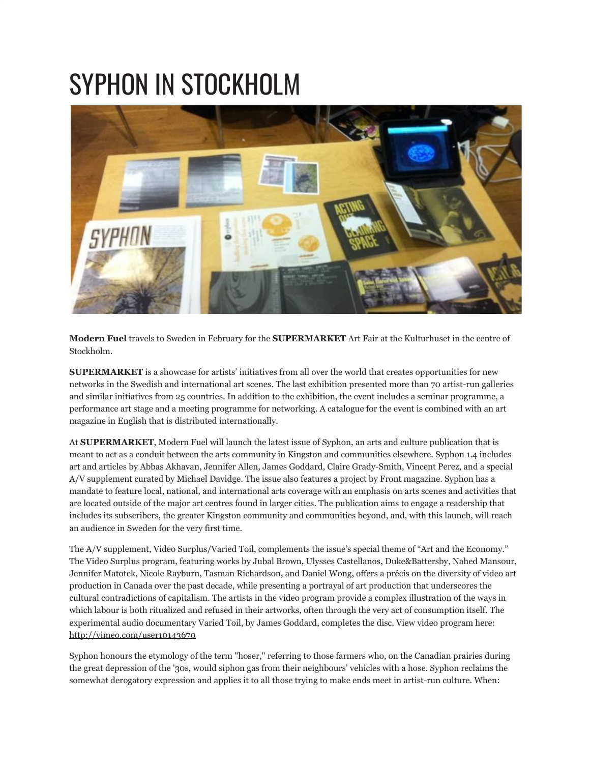# SYPHON IN STOCKHOLM

**Modern Fuel** travels to Sweden in February for the **SUPERMARKET** Art Fair at the Kulturhuset in the centre of Stockholm.

**SUPERMARKET** is a showcase for artists' initiatives from all over the world that creates opportunities for new networks in the Swedish and international art scenes. The last exhibition presented more than 70 artist-run galleries and similar initiatives from 25 countries. In addition to the exhibition, the event includes a seminar programme, a performance art stage and a meeting programme for networking. A catalogue for the event is combined with an art magazine in English that is distributed internationally.

At **SUPERMARKET**, Modern Fuel will launch the latest issue of Syphon, an arts and culture publication that is meant to act as a conduit between the arts community in Kingston and communities elsewhere. Syphon 1.4 includes art and articles by Abbas Akhavan, Jennifer Allen, James Goddard, Claire Grady-Smith, Vincent Perez, and a special A/V supplement curated by Michael Davidge. The issue also features a project by Front magazine. Syphon has a mandate to feature local, national, and international arts coverage with an emphasis on arts scenes and activities that are located outside of the major art centres found in larger cities. The publication aims to engage a readership that includes its subscribers, the greater Kingston community and communities beyond, and, with this launch, will reach an audience in Sweden for the very first time.

The A/V supplement, Video Surplus/Varied Toil, complements the issue's special theme of "Art and the Economy." The Video Surplus program, featuring works by Jubal Brown, Ulysses Castellanos, Duke&Battersby, Nahed Mansour, Jennifer Matotek, Nicole Rayburn, Tasman Richardson, and Daniel Wong, offers a précis on the diversity of video art production in Canada over the past decade, while presenting a portrayal of art production that underscores the cultural contradictions of capitalism. The artists in the video program provide a complex illustration of the ways in which labour is both ritualized and refused in their artworks, often through the very act of consumption itself. The experimental audio documentary Varied Toil, by James Goddard, completes the disc. View video program here: http://vimeo.com/user10143670

Syphon honours the etymology of the term "hoser," referring to those farmers who, on the Canadian prairies during the great depression of the '30s, would siphon gas from their neighbours' vehicles with a hose. Syphon reclaims the somewhat derogatory expression and applies it to all those trying to make ends meet in artist-run culture. When: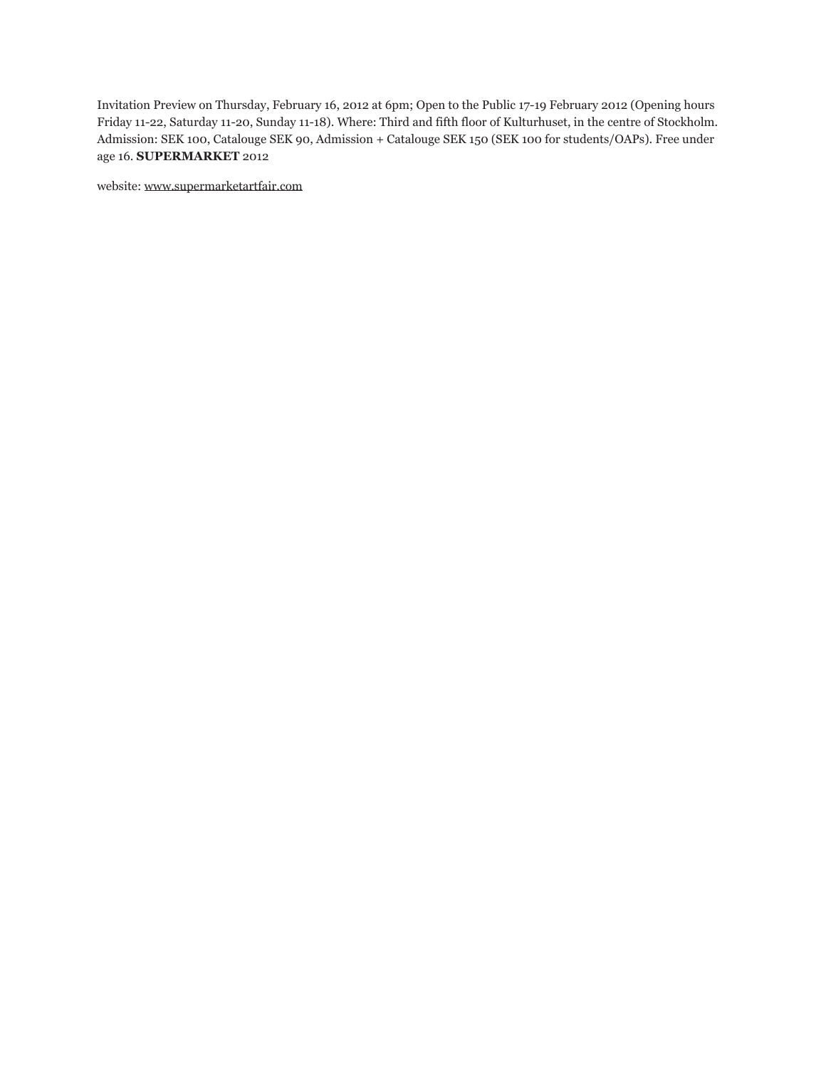Invitation Preview on Thursday, February 16, 2012 at 6pm; Open to the Public 17-19 February 2012 (Opening hours Friday 11-22, Saturday 11-20, Sunday 11-18). Where: Third and fifth floor of Kulturhuset, in the centre of Stockholm. Admission: SEK 100, Catalouge SEK 90, Admission + Catalouge SEK 150 (SEK 100 for students/OAPs). Free under age 16. **SUPERMARKET** 2012

website: www.supermarketartfair.com